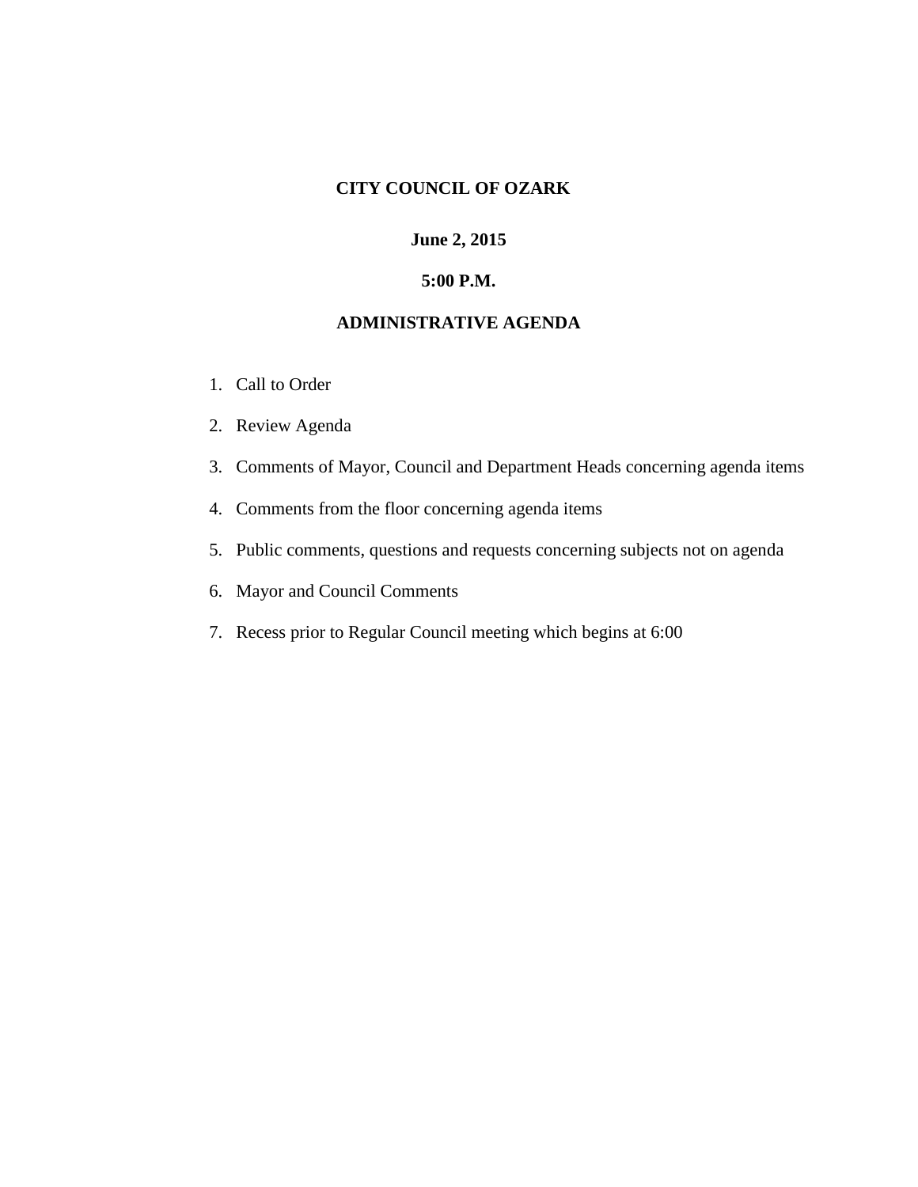**CITY COUNCIL OF OZARK**

**June 2, 2015**

**5:00 P.M.**

**ADMINISTRATIVE AGENDA**

1. Call to Order
2. Review Agenda
3. Comments of Mayor, Council and Department Heads concerning agenda items
4. Comments from the floor concerning agenda items
5. Public comments, questions and requests concerning subjects not on agenda
6. Mayor and Council Comments
7. Recess prior to Regular Council meeting which begins at 6:00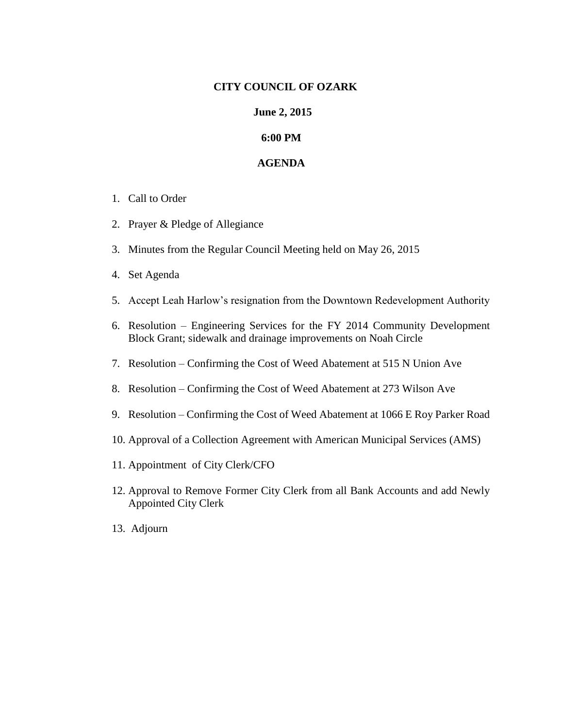**CITY COUNCIL OF OZARK**

**June 2, 2015**

**6:00 PM**

**AGENDA**

1. Call to Order
2. Prayer & Pledge of Allegiance
3. Minutes from the Regular Council Meeting held on May 26, 2015
4. Set Agenda
5. Accept Leah Harlow's resignation from the Downtown Redevelopment Authority
6. Resolution – Engineering Services for the FY 2014 Community Development Block Grant; sidewalk and drainage improvements on Noah Circle
7. Resolution – Confirming the Cost of Weed Abatement at 515 N Union Ave
8. Resolution – Confirming the Cost of Weed Abatement at 273 Wilson Ave
9. Resolution – Confirming the Cost of Weed Abatement at 1066 E Roy Parker Road
10. Approval of a Collection Agreement with American Municipal Services (AMS)
11. Appointment of City Clerk/CFO
12. Approval to Remove Former City Clerk from all Bank Accounts and add Newly Appointed City Clerk
13. Adjourn